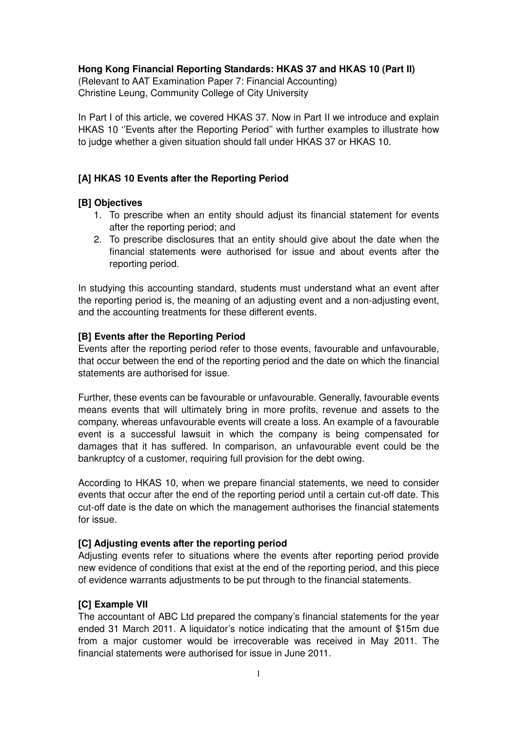**Hong Kong Financial Reporting Standards: HKAS 37 and HKAS 10 (Part II)**
(Relevant to AAT Examination Paper 7: Financial Accounting)
Christine Leung, Community College of City University

In Part I of this article, we covered HKAS 37. Now in Part II we introduce and explain HKAS 10 ''Events after the Reporting Period'' with further examples to illustrate how to judge whether a given situation should fall under HKAS 37 or HKAS 10.

## [A] HKAS 10 Events after the Reporting Period

### [B] Objectives

1. To prescribe when an entity should adjust its financial statement for events after the reporting period; and
2. To prescribe disclosures that an entity should give about the date when the financial statements were authorised for issue and about events after the reporting period.

In studying this accounting standard, students must understand what an event after the reporting period is, the meaning of an adjusting event and a non-adjusting event, and the accounting treatments for these different events.

### [B] Events after the Reporting Period

Events after the reporting period refer to those events, favourable and unfavourable, that occur between the end of the reporting period and the date on which the financial statements are authorised for issue.

Further, these events can be favourable or unfavourable. Generally, favourable events means events that will ultimately bring in more profits, revenue and assets to the company, whereas unfavourable events will create a loss. An example of a favourable event is a successful lawsuit in which the company is being compensated for damages that it has suffered. In comparison, an unfavourable event could be the bankruptcy of a customer, requiring full provision for the debt owing.

According to HKAS 10, when we prepare financial statements, we need to consider events that occur after the end of the reporting period until a certain cut-off date. This cut-off date is the date on which the management authorises the financial statements for issue.

#### [C] Adjusting events after the reporting period

Adjusting events refer to situations where the events after reporting period provide new evidence of conditions that exist at the end of the reporting period, and this piece of evidence warrants adjustments to be put through to the financial statements.

#### [C] Example VII

The accountant of ABC Ltd prepared the company's financial statements for the year ended 31 March 2011. A liquidator's notice indicating that the amount of $15m due from a major customer would be irrecoverable was received in May 2011. The financial statements were authorised for issue in June 2011.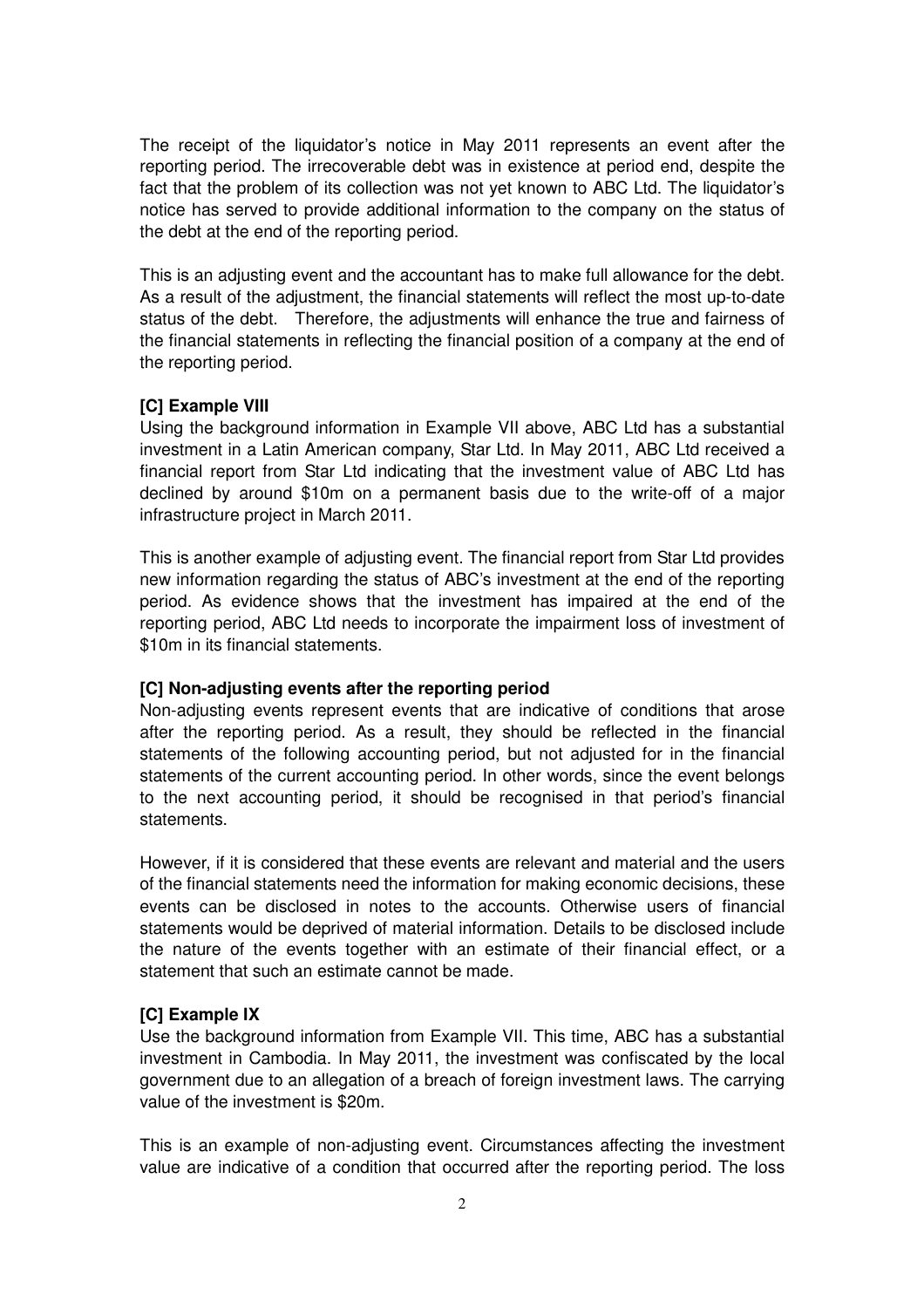The receipt of the liquidator's notice in May 2011 represents an event after the reporting period. The irrecoverable debt was in existence at period end, despite the fact that the problem of its collection was not yet known to ABC Ltd. The liquidator's notice has served to provide additional information to the company on the status of the debt at the end of the reporting period.

This is an adjusting event and the accountant has to make full allowance for the debt. As a result of the adjustment, the financial statements will reflect the most up-to-date status of the debt. Therefore, the adjustments will enhance the true and fairness of the financial statements in reflecting the financial position of a company at the end of the reporting period.

**[C] Example VIII**

Using the background information in Example VII above, ABC Ltd has a substantial investment in a Latin American company, Star Ltd. In May 2011, ABC Ltd received a financial report from Star Ltd indicating that the investment value of ABC Ltd has declined by around $10m on a permanent basis due to the write-off of a major infrastructure project in March 2011.

This is another example of adjusting event. The financial report from Star Ltd provides new information regarding the status of ABC's investment at the end of the reporting period. As evidence shows that the investment has impaired at the end of the reporting period, ABC Ltd needs to incorporate the impairment loss of investment of $10m in its financial statements.

**[C] Non-adjusting events after the reporting period**

Non-adjusting events represent events that are indicative of conditions that arose after the reporting period. As a result, they should be reflected in the financial statements of the following accounting period, but not adjusted for in the financial statements of the current accounting period. In other words, since the event belongs to the next accounting period, it should be recognised in that period's financial statements.

However, if it is considered that these events are relevant and material and the users of the financial statements need the information for making economic decisions, these events can be disclosed in notes to the accounts. Otherwise users of financial statements would be deprived of material information. Details to be disclosed include the nature of the events together with an estimate of their financial effect, or a statement that such an estimate cannot be made.

**[C] Example IX**

Use the background information from Example VII. This time, ABC has a substantial investment in Cambodia. In May 2011, the investment was confiscated by the local government due to an allegation of a breach of foreign investment laws. The carrying value of the investment is $20m.

This is an example of non-adjusting event. Circumstances affecting the investment value are indicative of a condition that occurred after the reporting period. The loss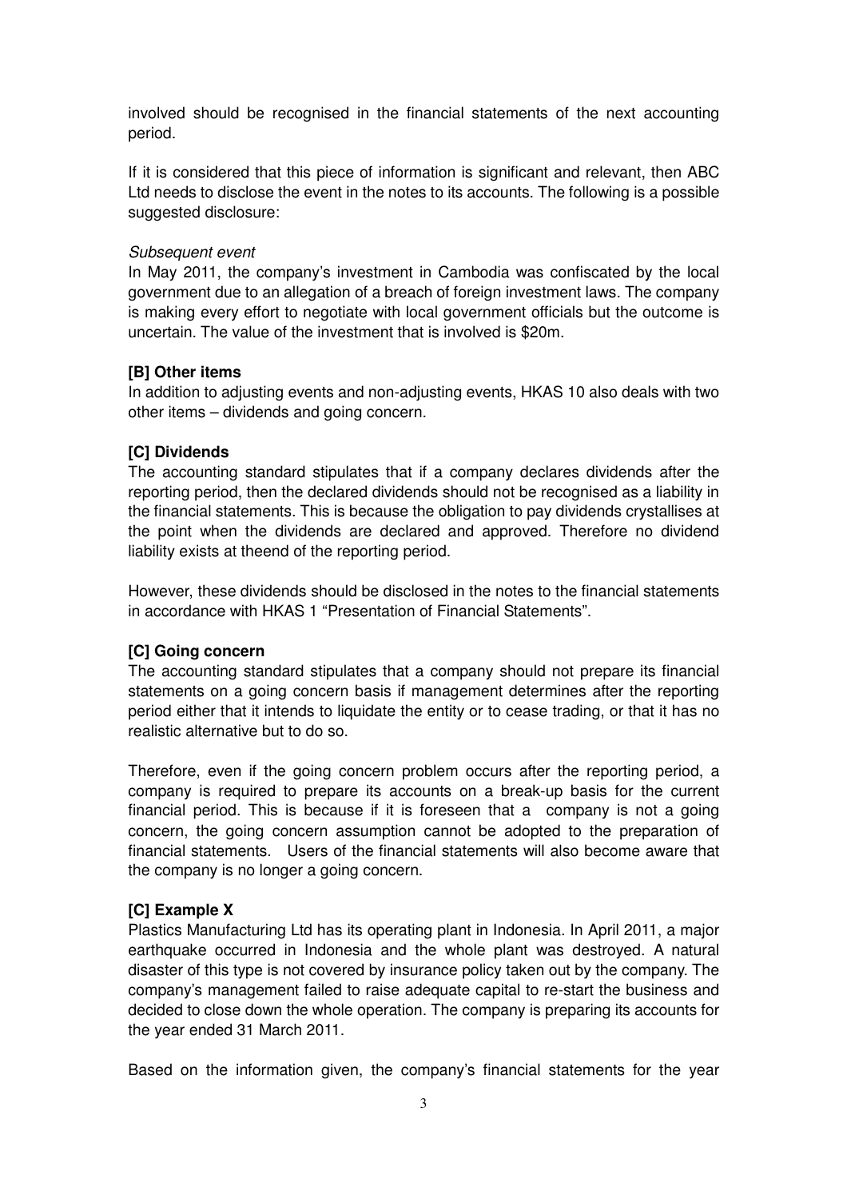involved should be recognised in the financial statements of the next accounting period.

If it is considered that this piece of information is significant and relevant, then ABC Ltd needs to disclose the event in the notes to its accounts. The following is a possible suggested disclosure:

*Subsequent event*
In May 2011, the company's investment in Cambodia was confiscated by the local government due to an allegation of a breach of foreign investment laws. The company is making every effort to negotiate with local government officials but the outcome is uncertain. The value of the investment that is involved is $20m.

**[B] Other items**
In addition to adjusting events and non-adjusting events, HKAS 10 also deals with two other items – dividends and going concern.

**[C] Dividends**
The accounting standard stipulates that if a company declares dividends after the reporting period, then the declared dividends should not be recognised as a liability in the financial statements. This is because the obligation to pay dividends crystallises at the point when the dividends are declared and approved. Therefore no dividend liability exists at theend of the reporting period.

However, these dividends should be disclosed in the notes to the financial statements in accordance with HKAS 1 "Presentation of Financial Statements".

**[C] Going concern**
The accounting standard stipulates that a company should not prepare its financial statements on a going concern basis if management determines after the reporting period either that it intends to liquidate the entity or to cease trading, or that it has no realistic alternative but to do so.

Therefore, even if the going concern problem occurs after the reporting period, a company is required to prepare its accounts on a break-up basis for the current financial period. This is because if it is foreseen that a company is not a going concern, the going concern assumption cannot be adopted to the preparation of financial statements. Users of the financial statements will also become aware that the company is no longer a going concern.

**[C] Example X**
Plastics Manufacturing Ltd has its operating plant in Indonesia. In April 2011, a major earthquake occurred in Indonesia and the whole plant was destroyed. A natural disaster of this type is not covered by insurance policy taken out by the company. The company's management failed to raise adequate capital to re-start the business and decided to close down the whole operation. The company is preparing its accounts for the year ended 31 March 2011.

Based on the information given, the company's financial statements for the year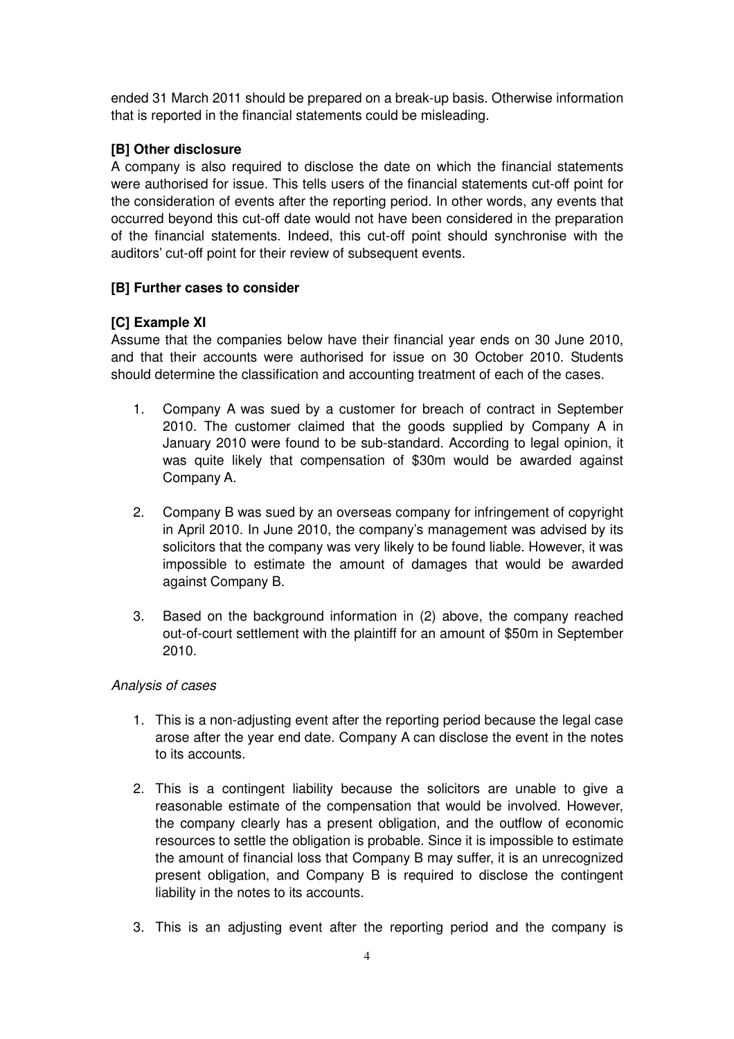ended 31 March 2011 should be prepared on a break-up basis. Otherwise information that is reported in the financial statements could be misleading.

## [B] Other disclosure

A company is also required to disclose the date on which the financial statements were authorised for issue. This tells users of the financial statements cut-off point for the consideration of events after the reporting period. In other words, any events that occurred beyond this cut-off date would not have been considered in the preparation of the financial statements. Indeed, this cut-off point should synchronise with the auditors' cut-off point for their review of subsequent events.

## [B] Further cases to consider

### [C] Example XI

Assume that the companies below have their financial year ends on 30 June 2010, and that their accounts were authorised for issue on 30 October 2010. Students should determine the classification and accounting treatment of each of the cases.

1. Company A was sued by a customer for breach of contract in September 2010. The customer claimed that the goods supplied by Company A in January 2010 were found to be sub-standard. According to legal opinion, it was quite likely that compensation of $30m would be awarded against Company A.

2. Company B was sued by an overseas company for infringement of copyright in April 2010. In June 2010, the company's management was advised by its solicitors that the company was very likely to be found liable. However, it was impossible to estimate the amount of damages that would be awarded against Company B.

3. Based on the background information in (2) above, the company reached out-of-court settlement with the plaintiff for an amount of $50m in September 2010.

*Analysis of cases*

1. This is a non-adjusting event after the reporting period because the legal case arose after the year end date. Company A can disclose the event in the notes to its accounts.

2. This is a contingent liability because the solicitors are unable to give a reasonable estimate of the compensation that would be involved. However, the company clearly has a present obligation, and the outflow of economic resources to settle the obligation is probable. Since it is impossible to estimate the amount of financial loss that Company B may suffer, it is an unrecognized present obligation, and Company B is required to disclose the contingent liability in the notes to its accounts.

3. This is an adjusting event after the reporting period and the company is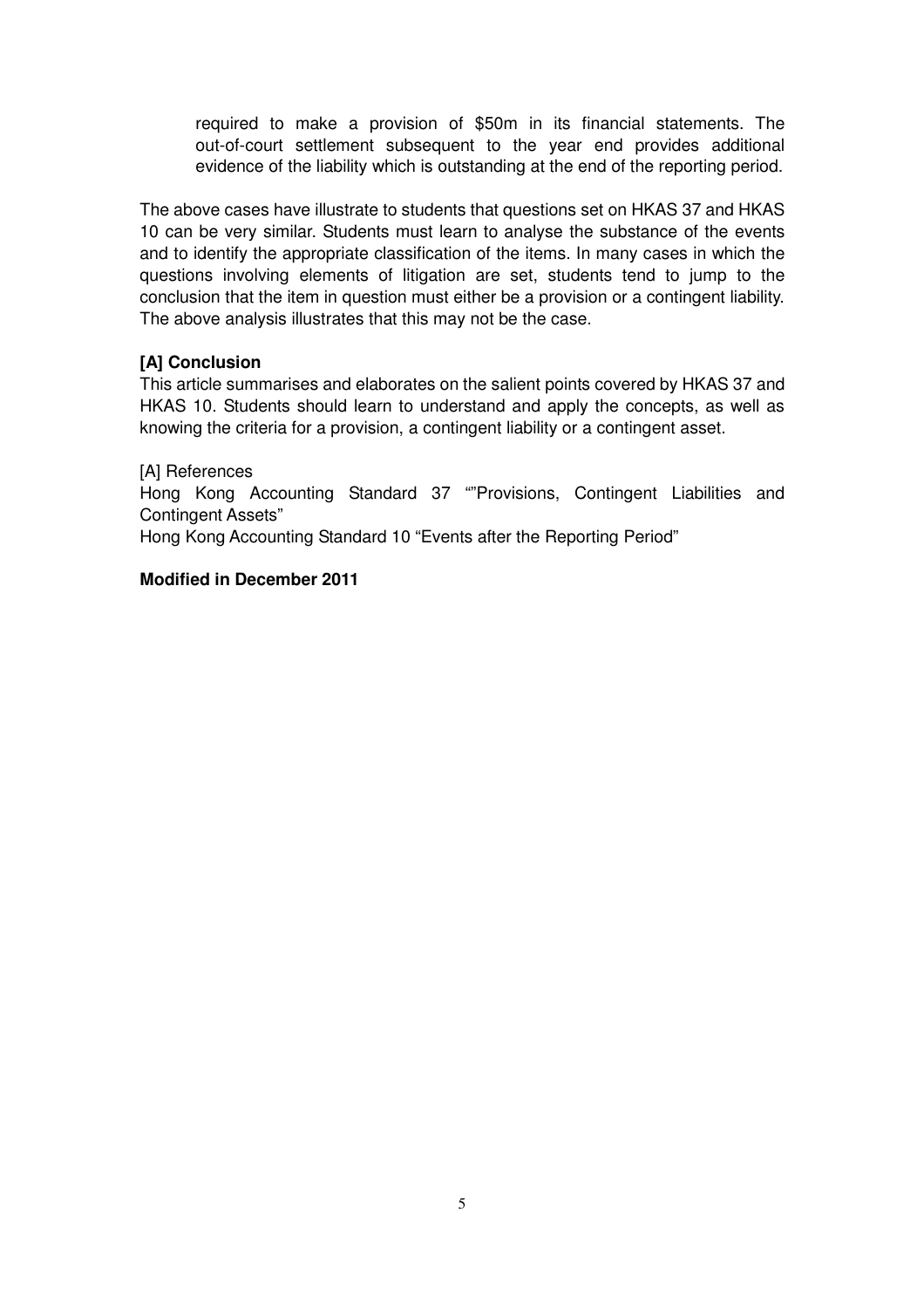required to make a provision of $50m in its financial statements. The out-of-court settlement subsequent to the year end provides additional evidence of the liability which is outstanding at the end of the reporting period.

The above cases have illustrate to students that questions set on HKAS 37 and HKAS 10 can be very similar. Students must learn to analyse the substance of the events and to identify the appropriate classification of the items. In many cases in which the questions involving elements of litigation are set, students tend to jump to the conclusion that the item in question must either be a provision or a contingent liability. The above analysis illustrates that this may not be the case.

**[A] Conclusion**

This article summarises and elaborates on the salient points covered by HKAS 37 and HKAS 10. Students should learn to understand and apply the concepts, as well as knowing the criteria for a provision, a contingent liability or a contingent asset.

[A] References

Hong Kong Accounting Standard 37 “”Provisions, Contingent Liabilities and Contingent Assets”

Hong Kong Accounting Standard 10 “Events after the Reporting Period”

**Modified in December 2011**